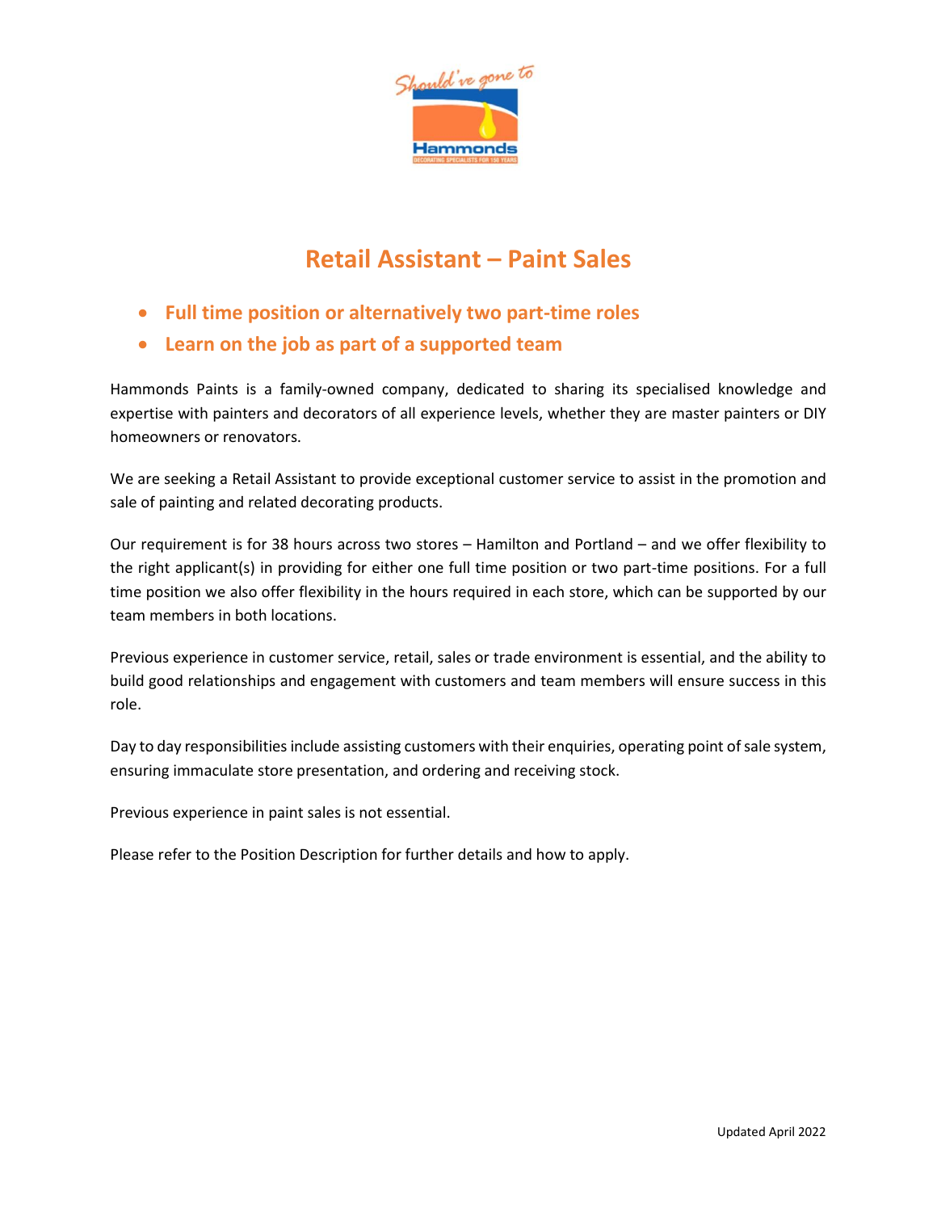# Retail Assistant – Paint Sales

- **Full time position or alternatively two part-time roles**
- **Learn on the job as part of a supported team**

Hammonds Paints is a family-owned company, dedicated to sharing its specialised knowledge and expertise with painters and decorators of all experience levels, whether they are master painters or DIY homeowners or renovators.

We are seeking a Retail Assistant to provide exceptional customer service to assist in the promotion and sale of painting and related decorating products.

Our requirement is for 38 hours across two stores – Hamilton and Portland – and we offer flexibility to the right applicant(s) in providing for either one full time position or two part-time positions. For a full time position we also offer flexibility in the hours required in each store, which can be supported by our team members in both locations.

Previous experience in customer service, retail, sales or trade environment is essential, and the ability to build good relationships and engagement with customers and team members will ensure success in this role.

Day to day responsibilities include assisting customers with their enquiries, operating point of sale system, ensuring immaculate store presentation, and ordering and receiving stock.

Previous experience in paint sales is not essential.

Please refer to the Position Description for further details and how to apply.

Updated April 2022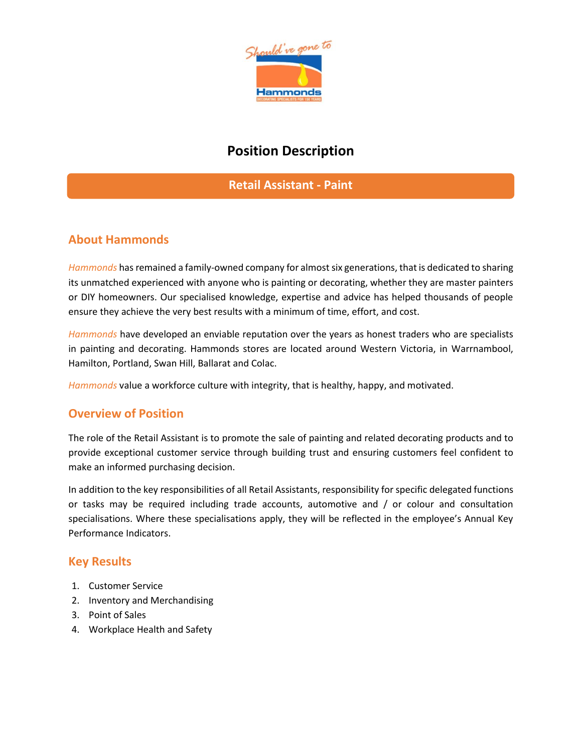# Position Description

## Retail Assistant - Paint

## About Hammonds

*Hammonds* has remained a family-owned company for almost six generations, that is dedicated to sharing its unmatched experienced with anyone who is painting or decorating, whether they are master painters or DIY homeowners. Our specialised knowledge, expertise and advice has helped thousands of people ensure they achieve the very best results with a minimum of time, effort, and cost.

*Hammonds* have developed an enviable reputation over the years as honest traders who are specialists in painting and decorating. Hammonds stores are located around Western Victoria, in Warrnambool, Hamilton, Portland, Swan Hill, Ballarat and Colac.

*Hammonds* value a workforce culture with integrity, that is healthy, happy, and motivated.

## Overview of Position

The role of the Retail Assistant is to promote the sale of painting and related decorating products and to provide exceptional customer service through building trust and ensuring customers feel confident to make an informed purchasing decision.

In addition to the key responsibilities of all Retail Assistants, responsibility for specific delegated functions or tasks may be required including trade accounts, automotive and / or colour and consultation specialisations. Where these specialisations apply, they will be reflected in the employee's Annual Key Performance Indicators.

## Key Results

1. Customer Service
2. Inventory and Merchandising
3. Point of Sales
4. Workplace Health and Safety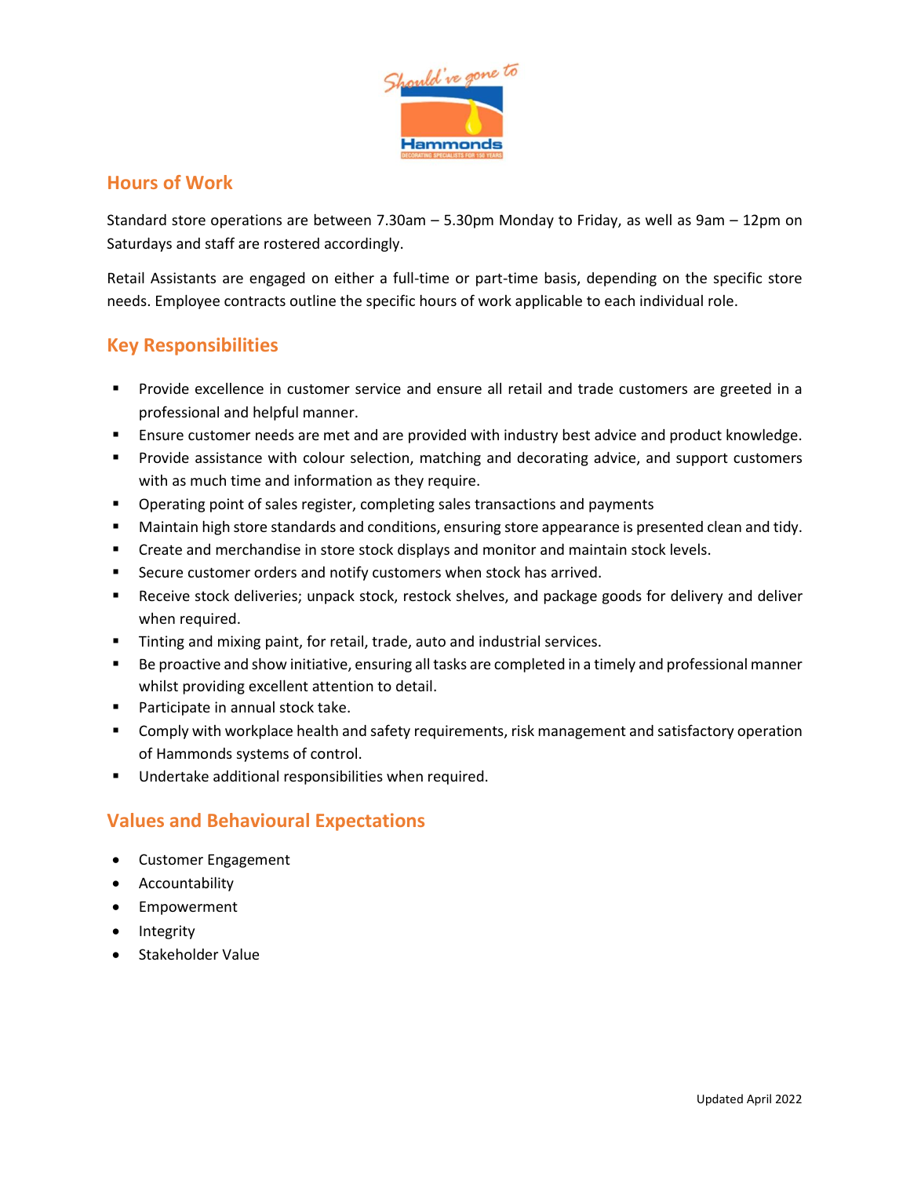## Hours of Work

Standard store operations are between 7.30am – 5.30pm Monday to Friday, as well as 9am – 12pm on Saturdays and staff are rostered accordingly.

Retail Assistants are engaged on either a full-time or part-time basis, depending on the specific store needs. Employee contracts outline the specific hours of work applicable to each individual role.

## Key Responsibilities

- Provide excellence in customer service and ensure all retail and trade customers are greeted in a professional and helpful manner.
- Ensure customer needs are met and are provided with industry best advice and product knowledge.
- Provide assistance with colour selection, matching and decorating advice, and support customers with as much time and information as they require.
- Operating point of sales register, completing sales transactions and payments
- Maintain high store standards and conditions, ensuring store appearance is presented clean and tidy.
- Create and merchandise in store stock displays and monitor and maintain stock levels.
- Secure customer orders and notify customers when stock has arrived.
- Receive stock deliveries; unpack stock, restock shelves, and package goods for delivery and deliver when required.
- Tinting and mixing paint, for retail, trade, auto and industrial services.
- Be proactive and show initiative, ensuring all tasks are completed in a timely and professional manner whilst providing excellent attention to detail.
- Participate in annual stock take.
- Comply with workplace health and safety requirements, risk management and satisfactory operation of Hammonds systems of control.
- Undertake additional responsibilities when required.

## Values and Behavioural Expectations

- Customer Engagement
- Accountability
- Empowerment
- Integrity
- Stakeholder Value

Updated April 2022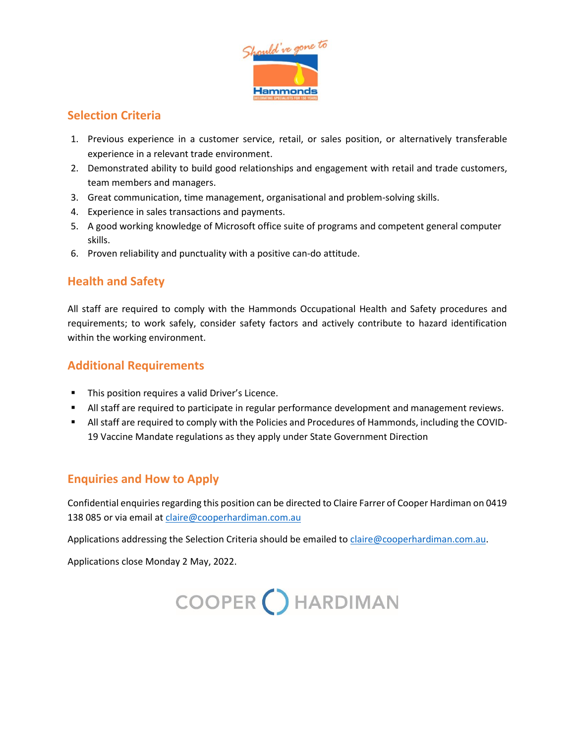## Selection Criteria

1. Previous experience in a customer service, retail, or sales position, or alternatively transferable experience in a relevant trade environment.
2. Demonstrated ability to build good relationships and engagement with retail and trade customers, team members and managers.
3. Great communication, time management, organisational and problem-solving skills.
4. Experience in sales transactions and payments.
5. A good working knowledge of Microsoft office suite of programs and competent general computer skills.
6. Proven reliability and punctuality with a positive can-do attitude.

## Health and Safety

All staff are required to comply with the Hammonds Occupational Health and Safety procedures and requirements; to work safely, consider safety factors and actively contribute to hazard identification within the working environment.

## Additional Requirements

- This position requires a valid Driver's Licence.
- All staff are required to participate in regular performance development and management reviews.
- All staff are required to comply with the Policies and Procedures of Hammonds, including the COVID-19 Vaccine Mandate regulations as they apply under State Government Direction

## Enquiries and How to Apply

Confidential enquiries regarding this position can be directed to Claire Farrer of Cooper Hardiman on 0419 138 085 or via email at claire@cooperhardiman.com.au

Applications addressing the Selection Criteria should be emailed to claire@cooperhardiman.com.au.

Applications close Monday 2 May, 2022.